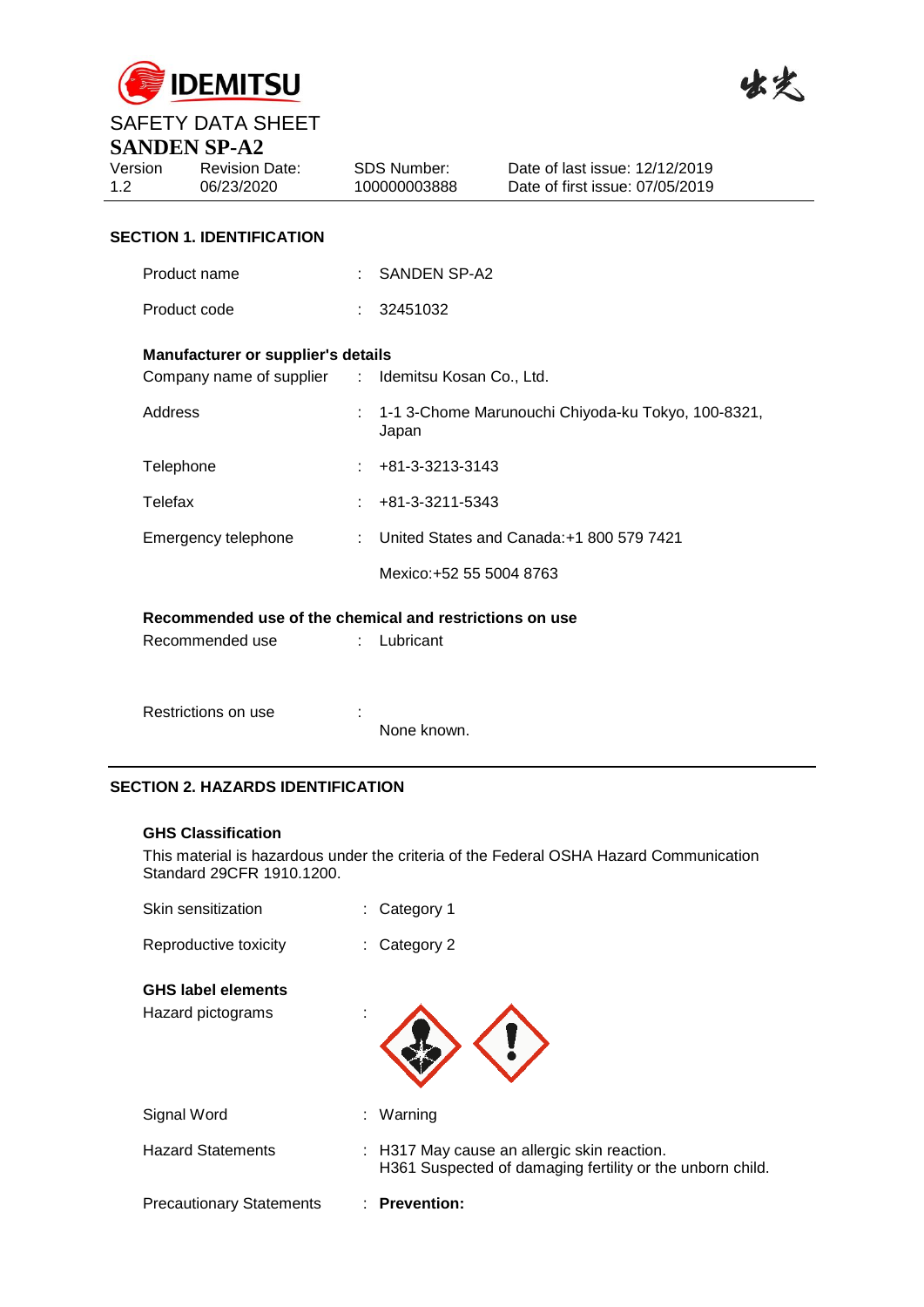SAFETY DATA SHEET

# SANDEN SP-A2

| Version | Revision Date: | SDS Number: | Date of last issue: 12/12/2019 |
|---|---|---|---|
| 1.2 | 06/23/2020 | 100000003888 | Date of first issue: 07/05/2019 |

## SECTION 1. IDENTIFICATION

Product name : SANDEN SP-A2

Product code : 32451032

**Manufacturer or supplier's details**

Company name of supplier : Idemitsu Kosan Co., Ltd.

Address : 1-1 3-Chome Marunouchi Chiyoda-ku Tokyo, 100-8321, Japan

Telephone : +81-3-3213-3143

Telefax : +81-3-3211-5343

Emergency telephone : United States and Canada:+1 800 579 7421

Mexico:+52 55 5004 8763

**Recommended use of the chemical and restrictions on use**

Recommended use : Lubricant

Restrictions on use : None known.

## SECTION 2. HAZARDS IDENTIFICATION

**GHS Classification**

This material is hazardous under the criteria of the Federal OSHA Hazard Communication Standard 29CFR 1910.1200.

Skin sensitization : Category 1

Reproductive toxicity : Category 2

**GHS label elements**

Hazard pictograms :

Signal Word : Warning

Hazard Statements : H317 May cause an allergic skin reaction.
H361 Suspected of damaging fertility or the unborn child.

Precautionary Statements : **Prevention:**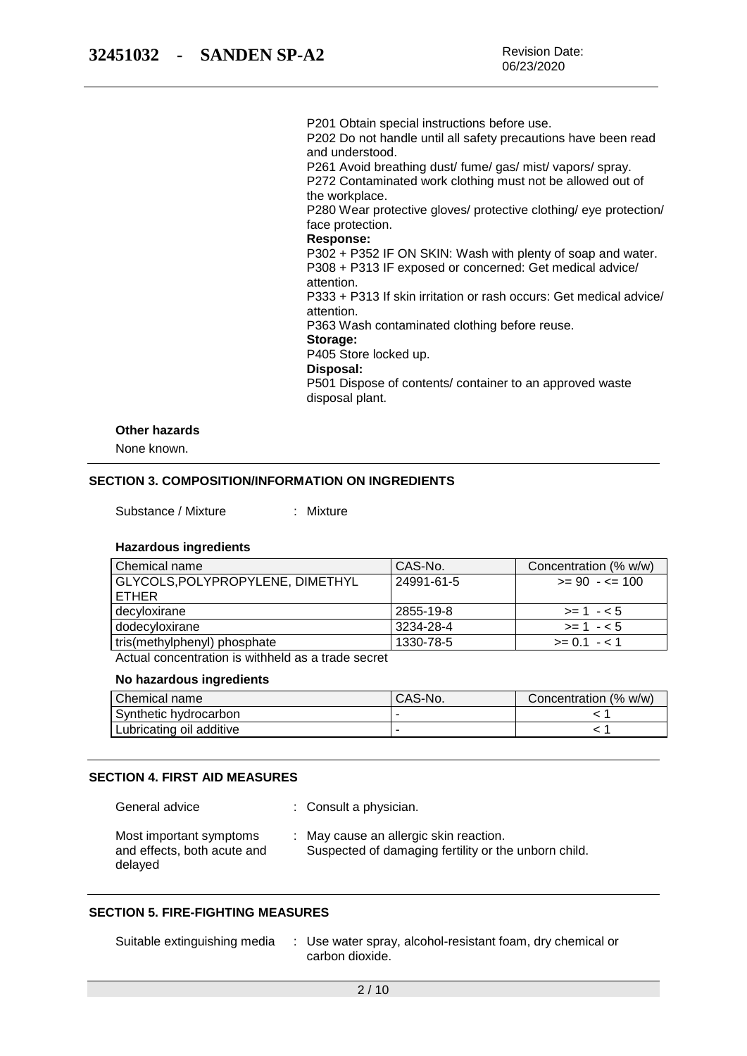P201 Obtain special instructions before use.
P202 Do not handle until all safety precautions have been read and understood.
P261 Avoid breathing dust/ fume/ gas/ mist/ vapors/ spray.
P272 Contaminated work clothing must not be allowed out of the workplace.
P280 Wear protective gloves/ protective clothing/ eye protection/ face protection.

**Response:**

P302 + P352 IF ON SKIN: Wash with plenty of soap and water.
P308 + P313 IF exposed or concerned: Get medical advice/ attention.
P333 + P313 If skin irritation or rash occurs: Get medical advice/ attention.
P363 Wash contaminated clothing before reuse.

**Storage:**

P405 Store locked up.

**Disposal:**

P501 Dispose of contents/ container to an approved waste disposal plant.

**Other hazards**

None known.

## SECTION 3. COMPOSITION/INFORMATION ON INGREDIENTS

Substance / Mixture : Mixture

**Hazardous ingredients**

| Chemical name | CAS-No. | Concentration (% w/w) |
|---|---|---|
| GLYCOLS,POLYPROPYLENE, DIMETHYL ETHER | 24991-61-5 | >= 90 - <= 100 |
| decyloxirane | 2855-19-8 | >= 1 - < 5 |
| dodecyloxirane | 3234-28-4 | >= 1 - < 5 |
| tris(methylphenyl) phosphate | 1330-78-5 | >= 0.1 - < 1 |

Actual concentration is withheld as a trade secret

**No hazardous ingredients**

| Chemical name | CAS-No. | Concentration (% w/w) |
|---|---|---|
| Synthetic hydrocarbon | - | < 1 |
| Lubricating oil additive | - | < 1 |

## SECTION 4. FIRST AID MEASURES

General advice : Consult a physician.

Most important symptoms and effects, both acute and delayed : May cause an allergic skin reaction. Suspected of damaging fertility or the unborn child.

## SECTION 5. FIRE-FIGHTING MEASURES

Suitable extinguishing media : Use water spray, alcohol-resistant foam, dry chemical or carbon dioxide.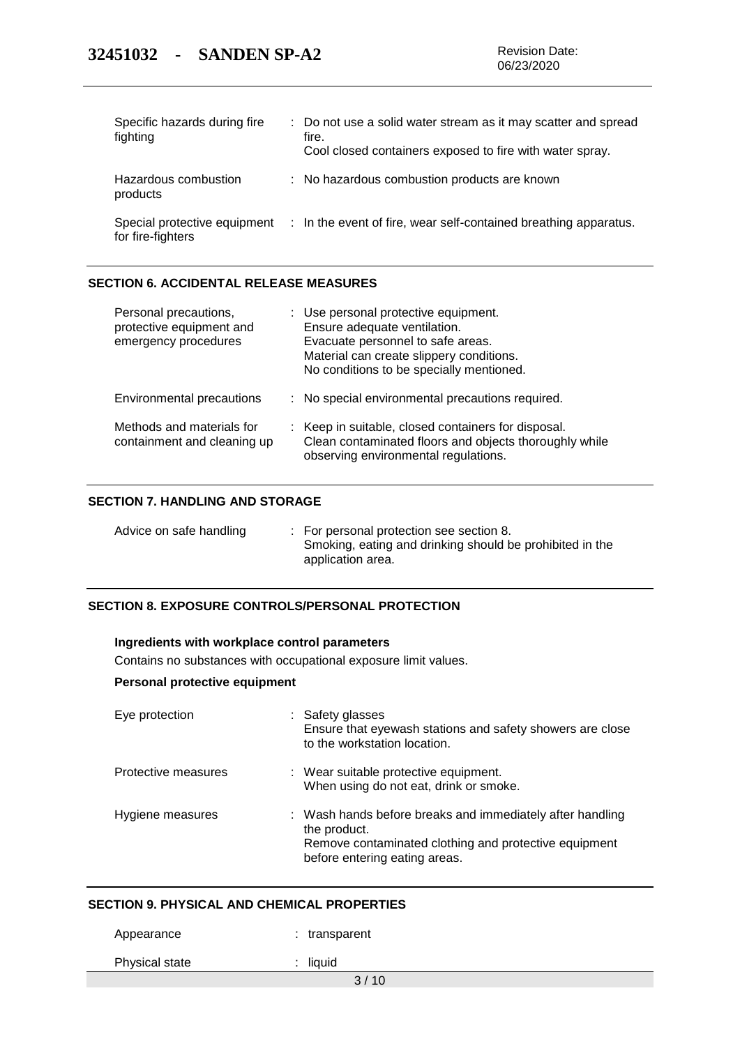| | |
|---|---|
| Specific hazards during fire fighting | : Do not use a solid water stream as it may scatter and spread fire. Cool closed containers exposed to fire with water spray. |
| Hazardous combustion products | : No hazardous combustion products are known |
| Special protective equipment for fire-fighters | : In the event of fire, wear self-contained breathing apparatus. |

## SECTION 6. ACCIDENTAL RELEASE MEASURES

| | |
|---|---|
| Personal precautions, protective equipment and emergency procedures | : Use personal protective equipment. Ensure adequate ventilation. Evacuate personnel to safe areas. Material can create slippery conditions. No conditions to be specially mentioned. |
| Environmental precautions | : No special environmental precautions required. |
| Methods and materials for containment and cleaning up | : Keep in suitable, closed containers for disposal. Clean contaminated floors and objects thoroughly while observing environmental regulations. |

## SECTION 7. HANDLING AND STORAGE

| | |
|---|---|
| Advice on safe handling | : For personal protection see section 8. Smoking, eating and drinking should be prohibited in the application area. |

## SECTION 8. EXPOSURE CONTROLS/PERSONAL PROTECTION

**Ingredients with workplace control parameters**

Contains no substances with occupational exposure limit values.

**Personal protective equipment**

| | |
|---|---|
| Eye protection | : Safety glasses. Ensure that eyewash stations and safety showers are close to the workstation location. |
| Protective measures | : Wear suitable protective equipment. When using do not eat, drink or smoke. |
| Hygiene measures | : Wash hands before breaks and immediately after handling the product. Remove contaminated clothing and protective equipment before entering eating areas. |

## SECTION 9. PHYSICAL AND CHEMICAL PROPERTIES

| | |
|---|---|
| Appearance | : transparent |
| Physical state | : liquid |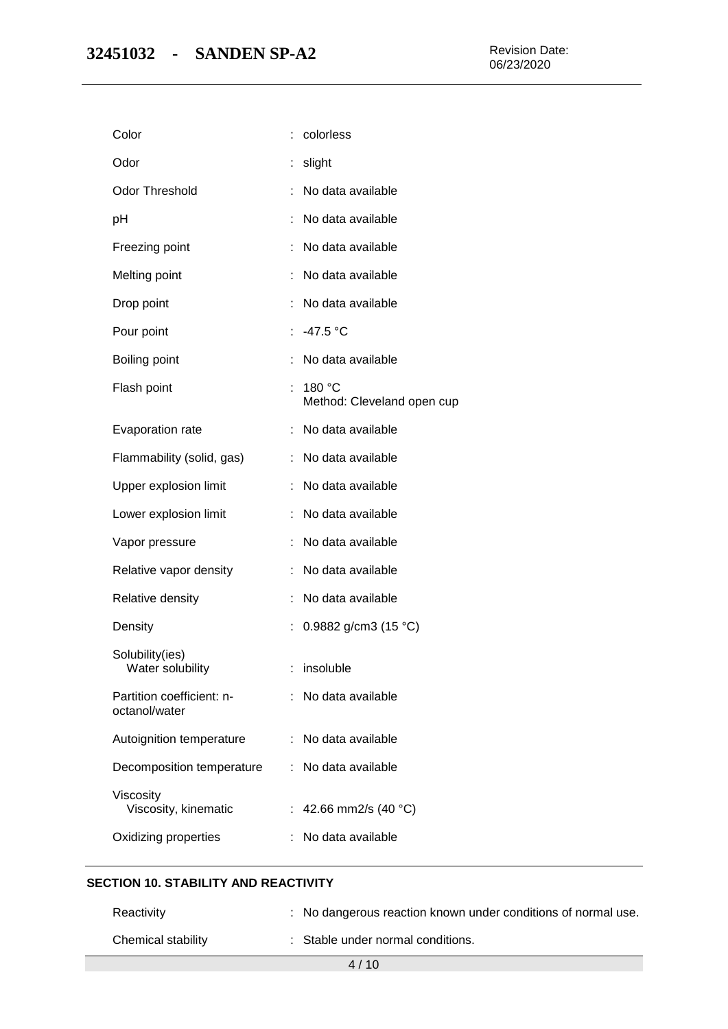| | | |
|---|---|---|
| Color | : | colorless |
| Odor | : | slight |
| Odor Threshold | : | No data available |
| pH | : | No data available |
| Freezing point | : | No data available |
| Melting point | : | No data available |
| Drop point | : | No data available |
| Pour point | : | -47.5 °C |
| Boiling point | : | No data available |
| Flash point | : | 180 °C<br>Method: Cleveland open cup |
| Evaporation rate | : | No data available |
| Flammability (solid, gas) | : | No data available |
| Upper explosion limit | : | No data available |
| Lower explosion limit | : | No data available |
| Vapor pressure | : | No data available |
| Relative vapor density | : | No data available |
| Relative density | : | No data available |
| Density | : | 0.9882 g/cm3 (15 °C) |
| Solubility(ies)<br>Water solubility | : | insoluble |
| Partition coefficient: n-octanol/water | : | No data available |
| Autoignition temperature | : | No data available |
| Decomposition temperature | : | No data available |
| Viscosity<br>Viscosity, kinematic | : | 42.66 mm2/s (40 °C) |
| Oxidizing properties | : | No data available |

## SECTION 10. STABILITY AND REACTIVITY

| | | |
|---|---|---|
| Reactivity | : | No dangerous reaction known under conditions of normal use. |
| Chemical stability | : | Stable under normal conditions. |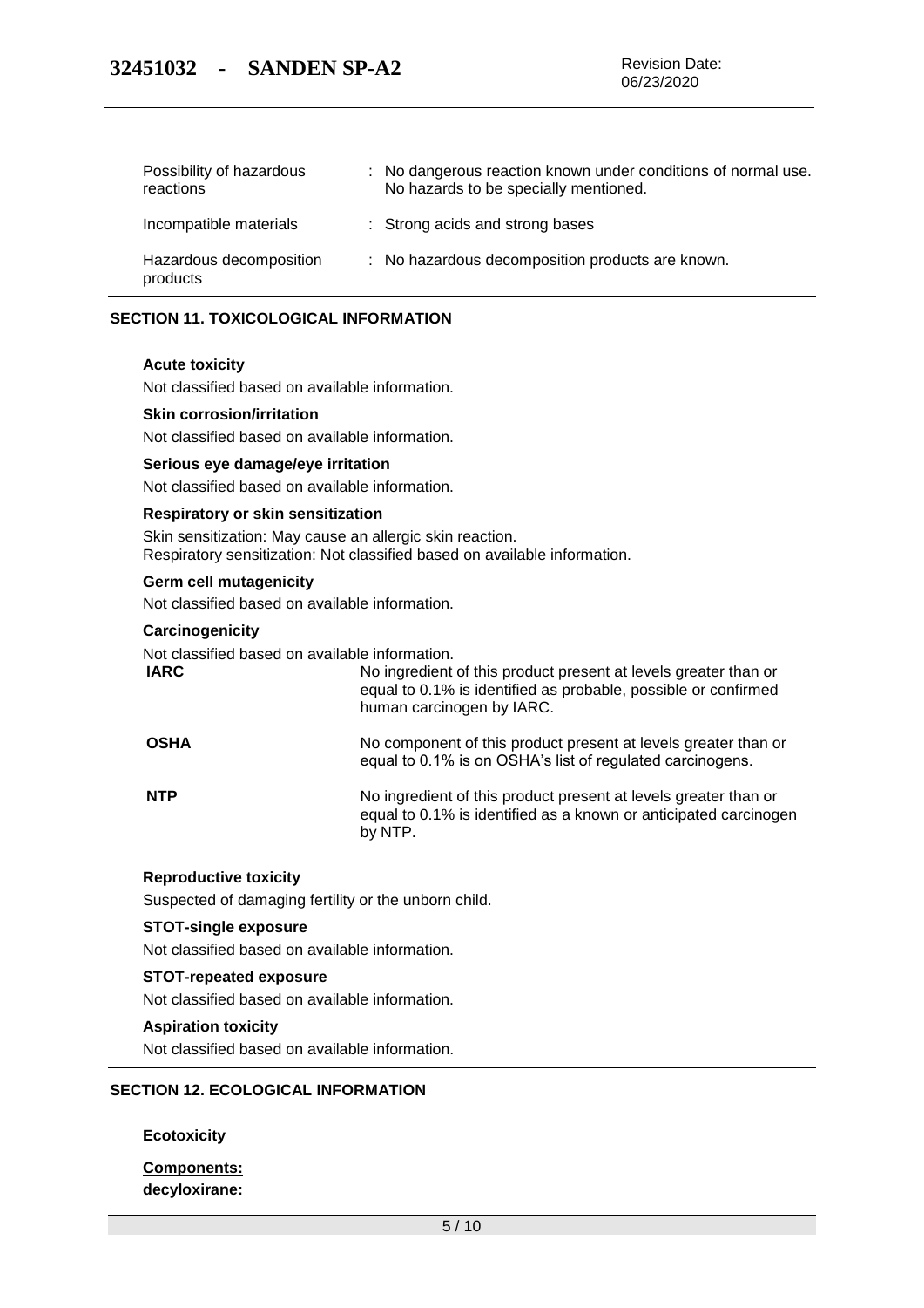| | |
|---|---|
| Possibility of hazardous reactions | : No dangerous reaction known under conditions of normal use. No hazards to be specially mentioned. |
| Incompatible materials | : Strong acids and strong bases |
| Hazardous decomposition products | : No hazardous decomposition products are known. |

## SECTION 11. TOXICOLOGICAL INFORMATION

**Acute toxicity**

Not classified based on available information.

**Skin corrosion/irritation**

Not classified based on available information.

**Serious eye damage/eye irritation**

Not classified based on available information.

**Respiratory or skin sensitization**

Skin sensitization: May cause an allergic skin reaction.
Respiratory sensitization: Not classified based on available information.

**Germ cell mutagenicity**

Not classified based on available information.

**Carcinogenicity**

Not classified based on available information.

| | |
|---|---|
| **IARC** | No ingredient of this product present at levels greater than or equal to 0.1% is identified as probable, possible or confirmed human carcinogen by IARC. |
| **OSHA** | No component of this product present at levels greater than or equal to 0.1% is on OSHA's list of regulated carcinogens. |
| **NTP** | No ingredient of this product present at levels greater than or equal to 0.1% is identified as a known or anticipated carcinogen by NTP. |

**Reproductive toxicity**

Suspected of damaging fertility or the unborn child.

**STOT-single exposure**

Not classified based on available information.

**STOT-repeated exposure**

Not classified based on available information.

**Aspiration toxicity**

Not classified based on available information.

## SECTION 12. ECOLOGICAL INFORMATION

**Ecotoxicity**

**Components:**

**decyloxirane:**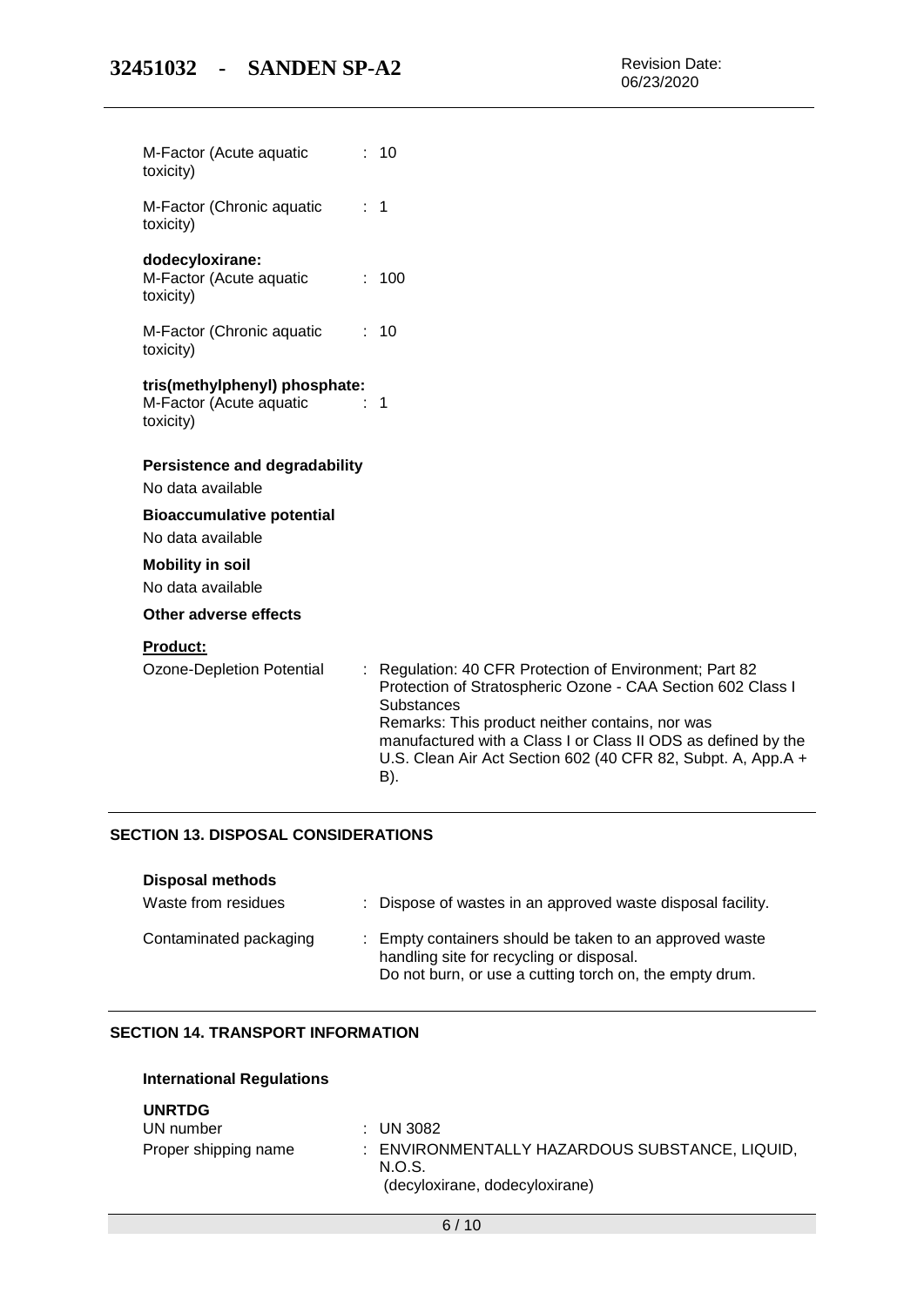M-Factor (Acute aquatic toxicity) : 10

M-Factor (Chronic aquatic toxicity) : 1

**dodecyloxirane:**

M-Factor (Acute aquatic toxicity) : 100

M-Factor (Chronic aquatic toxicity) : 10

**tris(methylphenyl) phosphate:**

M-Factor (Acute aquatic toxicity) : 1

**Persistence and degradability**

No data available

**Bioaccumulative potential**

No data available

**Mobility in soil**

No data available

**Other adverse effects**

**Product:**

Ozone-Depletion Potential : Regulation: 40 CFR Protection of Environment; Part 82 Protection of Stratospheric Ozone - CAA Section 602 Class I Substances
Remarks: This product neither contains, nor was manufactured with a Class I or Class II ODS as defined by the U.S. Clean Air Act Section 602 (40 CFR 82, Subpt. A, App.A + B).

## SECTION 13. DISPOSAL CONSIDERATIONS

**Disposal methods**

Waste from residues : Dispose of wastes in an approved waste disposal facility.

Contaminated packaging : Empty containers should be taken to an approved waste handling site for recycling or disposal.
Do not burn, or use a cutting torch on, the empty drum.

## SECTION 14. TRANSPORT INFORMATION

**International Regulations**

**UNRTDG**

UN number : UN 3082

Proper shipping name : ENVIRONMENTALLY HAZARDOUS SUBSTANCE, LIQUID, N.O.S.
(decyloxirane, dodecyloxirane)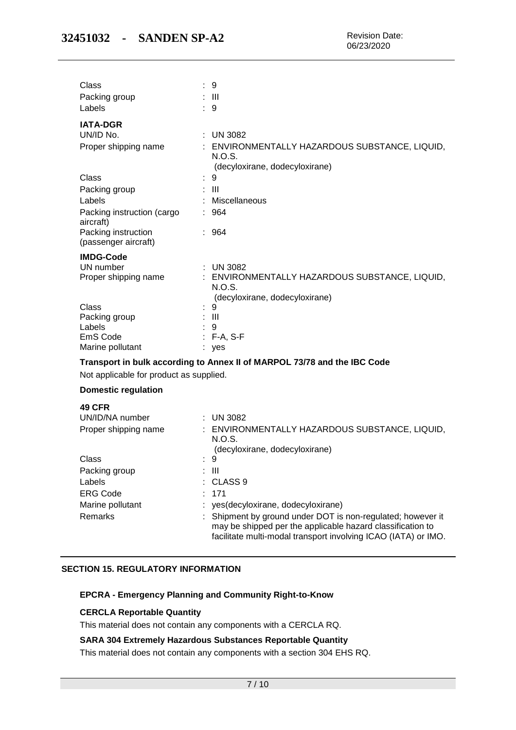| | |
|---|---|
| Class | : 9 |
| Packing group | : III |
| Labels | : 9 |

**IATA-DGR**

| | |
|---|---|
| UN/ID No. | : UN 3082 |
| Proper shipping name | : ENVIRONMENTALLY HAZARDOUS SUBSTANCE, LIQUID, N.O.S. (decyloxirane, dodecyloxirane) |
| Class | : 9 |
| Packing group | : III |
| Labels | : Miscellaneous |
| Packing instruction (cargo aircraft) | : 964 |
| Packing instruction (passenger aircraft) | : 964 |

**IMDG-Code**

| | |
|---|---|
| UN number | : UN 3082 |
| Proper shipping name | : ENVIRONMENTALLY HAZARDOUS SUBSTANCE, LIQUID, N.O.S. (decyloxirane, dodecyloxirane) |
| Class | : 9 |
| Packing group | : III |
| Labels | : 9 |
| EmS Code | : F-A, S-F |
| Marine pollutant | : yes |

**Transport in bulk according to Annex II of MARPOL 73/78 and the IBC Code**

Not applicable for product as supplied.

**Domestic regulation**

**49 CFR**

| | |
|---|---|
| UN/ID/NA number | : UN 3082 |
| Proper shipping name | : ENVIRONMENTALLY HAZARDOUS SUBSTANCE, LIQUID, N.O.S. (decyloxirane, dodecyloxirane) |
| Class | : 9 |
| Packing group | : III |
| Labels | : CLASS 9 |
| ERG Code | : 171 |
| Marine pollutant | : yes(decyloxirane, dodecyloxirane) |
| Remarks | : Shipment by ground under DOT is non-regulated; however it may be shipped per the applicable hazard classification to facilitate multi-modal transport involving ICAO (IATA) or IMO. |

## SECTION 15. REGULATORY INFORMATION

**EPCRA - Emergency Planning and Community Right-to-Know**

**CERCLA Reportable Quantity**

This material does not contain any components with a CERCLA RQ.

**SARA 304 Extremely Hazardous Substances Reportable Quantity**

This material does not contain any components with a section 304 EHS RQ.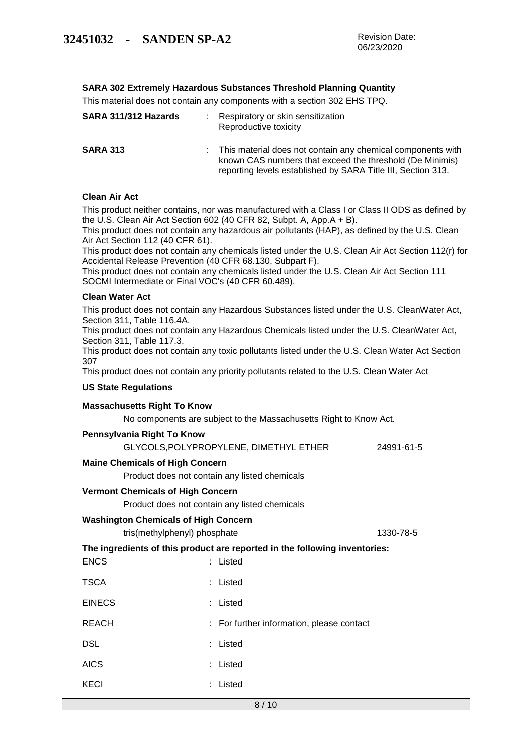**SARA 302 Extremely Hazardous Substances Threshold Planning Quantity**

This material does not contain any components with a section 302 EHS TPQ.

| | |
|---|---|
| **SARA 311/312 Hazards** | : Respiratory or skin sensitization<br>Reproductive toxicity |
| **SARA 313** | : This material does not contain any chemical components with known CAS numbers that exceed the threshold (De Minimis) reporting levels established by SARA Title III, Section 313. |

**Clean Air Act**

This product neither contains, nor was manufactured with a Class I or Class II ODS as defined by the U.S. Clean Air Act Section 602 (40 CFR 82, Subpt. A, App.A + B).

This product does not contain any hazardous air pollutants (HAP), as defined by the U.S. Clean Air Act Section 112 (40 CFR 61).

This product does not contain any chemicals listed under the U.S. Clean Air Act Section 112(r) for Accidental Release Prevention (40 CFR 68.130, Subpart F).

This product does not contain any chemicals listed under the U.S. Clean Air Act Section 111 SOCMI Intermediate or Final VOC's (40 CFR 60.489).

**Clean Water Act**

This product does not contain any Hazardous Substances listed under the U.S. CleanWater Act, Section 311, Table 116.4A.

This product does not contain any Hazardous Chemicals listed under the U.S. CleanWater Act, Section 311, Table 117.3.

This product does not contain any toxic pollutants listed under the U.S. Clean Water Act Section 307

This product does not contain any priority pollutants related to the U.S. Clean Water Act

**US State Regulations**

**Massachusetts Right To Know**

No components are subject to the Massachusetts Right to Know Act.

**Pennsylvania Right To Know**

| | |
|---|---|
| GLYCOLS,POLYPROPYLENE, DIMETHYL ETHER | 24991-61-5 |

**Maine Chemicals of High Concern**

Product does not contain any listed chemicals

**Vermont Chemicals of High Concern**

Product does not contain any listed chemicals

**Washington Chemicals of High Concern**

| | |
|---|---|
| tris(methylphenyl) phosphate | 1330-78-5 |

**The ingredients of this product are reported in the following inventories:**

| | |
|---|---|
| ENCS | : Listed |
| TSCA | : Listed |
| EINECS | : Listed |
| REACH | : For further information, please contact |
| DSL | : Listed |
| AICS | : Listed |
| KECI | : Listed |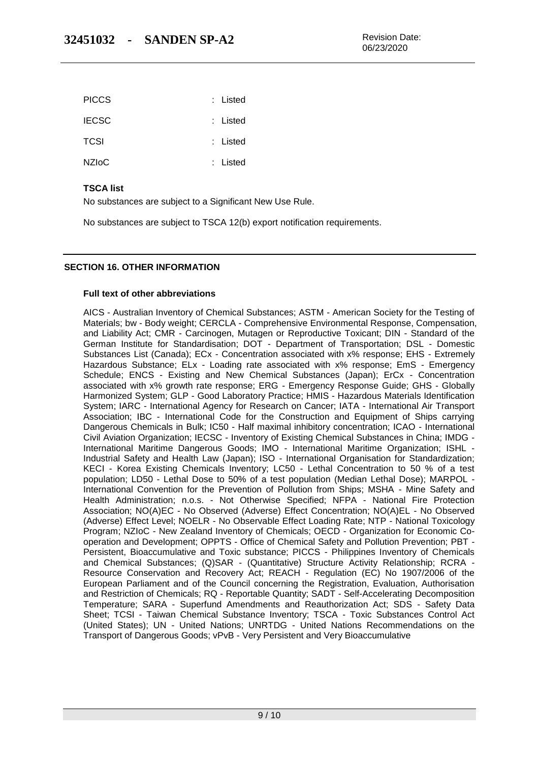PICCS : Listed

IECSC : Listed

TCSI : Listed

NZIoC : Listed

**TSCA list**

No substances are subject to a Significant New Use Rule.

No substances are subject to TSCA 12(b) export notification requirements.

## SECTION 16. OTHER INFORMATION

**Full text of other abbreviations**

AICS - Australian Inventory of Chemical Substances; ASTM - American Society for the Testing of Materials; bw - Body weight; CERCLA - Comprehensive Environmental Response, Compensation, and Liability Act; CMR - Carcinogen, Mutagen or Reproductive Toxicant; DIN - Standard of the German Institute for Standardisation; DOT - Department of Transportation; DSL - Domestic Substances List (Canada); ECx - Concentration associated with x% response; EHS - Extremely Hazardous Substance; ELx - Loading rate associated with x% response; EmS - Emergency Schedule; ENCS - Existing and New Chemical Substances (Japan); ErCx - Concentration associated with x% growth rate response; ERG - Emergency Response Guide; GHS - Globally Harmonized System; GLP - Good Laboratory Practice; HMIS - Hazardous Materials Identification System; IARC - International Agency for Research on Cancer; IATA - International Air Transport Association; IBC - International Code for the Construction and Equipment of Ships carrying Dangerous Chemicals in Bulk; IC50 - Half maximal inhibitory concentration; ICAO - International Civil Aviation Organization; IECSC - Inventory of Existing Chemical Substances in China; IMDG - International Maritime Dangerous Goods; IMO - International Maritime Organization; ISHL - Industrial Safety and Health Law (Japan); ISO - International Organisation for Standardization; KECI - Korea Existing Chemicals Inventory; LC50 - Lethal Concentration to 50 % of a test population; LD50 - Lethal Dose to 50% of a test population (Median Lethal Dose); MARPOL - International Convention for the Prevention of Pollution from Ships; MSHA - Mine Safety and Health Administration; n.o.s. - Not Otherwise Specified; NFPA - National Fire Protection Association; NO(A)EC - No Observed (Adverse) Effect Concentration; NO(A)EL - No Observed (Adverse) Effect Level; NOELR - No Observable Effect Loading Rate; NTP - National Toxicology Program; NZIoC - New Zealand Inventory of Chemicals; OECD - Organization for Economic Co-operation and Development; OPPTS - Office of Chemical Safety and Pollution Prevention; PBT - Persistent, Bioaccumulative and Toxic substance; PICCS - Philippines Inventory of Chemicals and Chemical Substances; (Q)SAR - (Quantitative) Structure Activity Relationship; RCRA - Resource Conservation and Recovery Act; REACH - Regulation (EC) No 1907/2006 of the European Parliament and of the Council concerning the Registration, Evaluation, Authorisation and Restriction of Chemicals; RQ - Reportable Quantity; SADT - Self-Accelerating Decomposition Temperature; SARA - Superfund Amendments and Reauthorization Act; SDS - Safety Data Sheet; TCSI - Taiwan Chemical Substance Inventory; TSCA - Toxic Substances Control Act (United States); UN - United Nations; UNRTDG - United Nations Recommendations on the Transport of Dangerous Goods; vPvB - Very Persistent and Very Bioaccumulative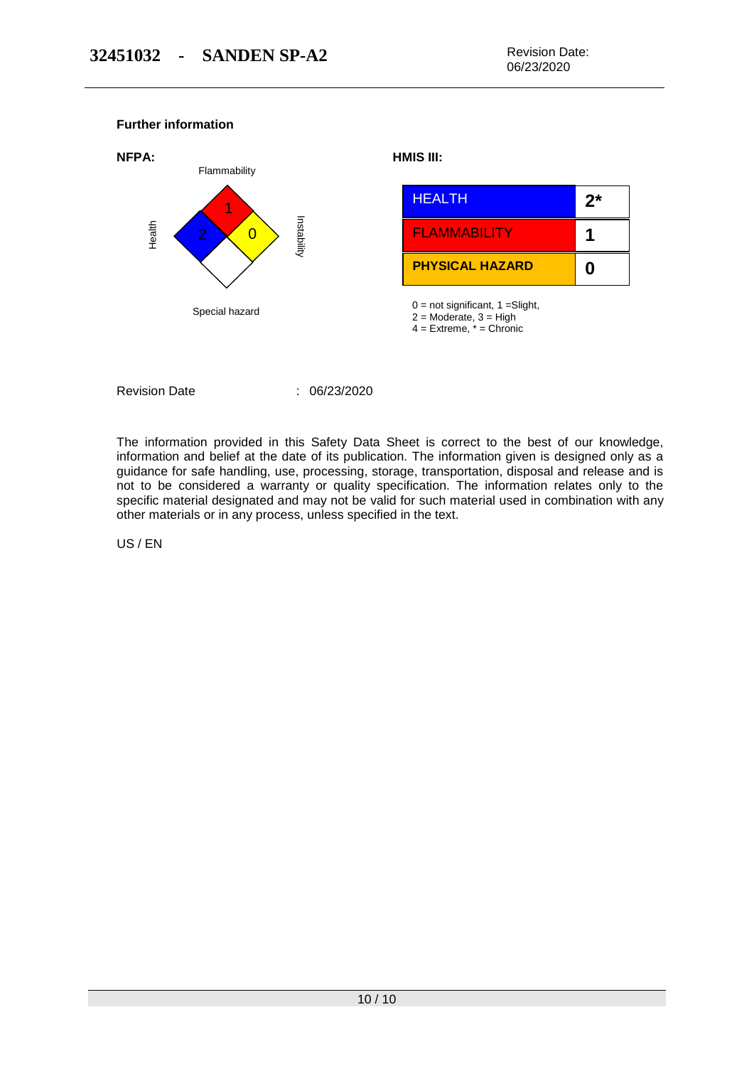**Further information**

**NFPA:**

Flammability

1

Health

2

0

Instability

Special hazard

**HMIS III:**

| | |
|---|---|
| HEALTH | 2* |
| FLAMMABILITY | 1 |
| **PHYSICAL HAZARD** | 0 |

0 = not significant, 1 =Slight,
2 = Moderate, 3 = High
4 = Extreme, * = Chronic

Revision Date : 06/23/2020

The information provided in this Safety Data Sheet is correct to the best of our knowledge, information and belief at the date of its publication. The information given is designed only as a guidance for safe handling, use, processing, storage, transportation, disposal and release and is not to be considered a warranty or quality specification. The information relates only to the specific material designated and may not be valid for such material used in combination with any other materials or in any process, unless specified in the text.

US / EN